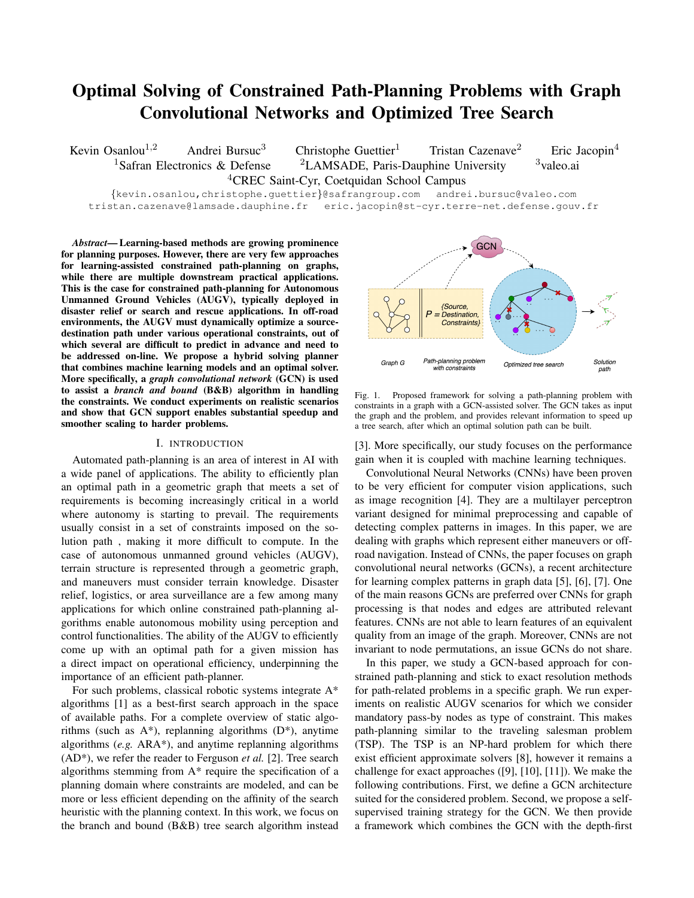# Optimal Solving of Constrained Path-Planning Problems with Graph Convolutional Networks and Optimized Tree Search

Kevin Osanlou[1,2] Andrei Bursuc[3] Christophe Guettier[1] Tristan Cazenave[2] Eric Jacopin[4]
[1]Safran Electronics & Defense [2]LAMSADE, Paris-Dauphine University [3]valeo.ai
[4]CREC Saint-Cyr, Coetquidan School Campus

{kevin.osanlou,christophe.guettier}@safrangroup.com andrei.bursuc@valeo.com
tristan.cazenave@lamsade.dauphine.fr eric.jacopin@st-cyr.terre-net.defense.gouv.fr

***Abstract*— Learning-based methods are growing prominence for planning purposes. However, there are very few approaches for learning-assisted constrained path-planning on graphs, while there are multiple downstream practical applications. This is the case for constrained path-planning for Autonomous Unmanned Ground Vehicles (AUGV), typically deployed in disaster relief or search and rescue applications. In off-road environments, the AUGV must dynamically optimize a source-destination path under various operational constraints, out of which several are difficult to predict in advance and need to be addressed on-line. We propose a hybrid solving planner that combines machine learning models and an optimal solver. More specifically, a *graph convolutional network* (GCN) is used to assist a *branch and bound* (B&B) algorithm in handling the constraints. We conduct experiments on realistic scenarios and show that GCN support enables substantial speedup and smoother scaling to harder problems.**

## I. Introduction

Automated path-planning is an area of interest in AI with a wide panel of applications. The ability to efficiently plan an optimal path in a geometric graph that meets a set of requirements is becoming increasingly critical in a world where autonomy is starting to prevail. The requirements usually consist in a set of constraints imposed on the solution path , making it more difficult to compute. In the case of autonomous unmanned ground vehicles (AUGV), terrain structure is represented through a geometric graph, and maneuvers must consider terrain knowledge. Disaster relief, logistics, or area surveillance are a few among many applications for which online constrained path-planning algorithms enable autonomous mobility using perception and control functionalities. The ability of the AUGV to efficiently come up with an optimal path for a given mission has a direct impact on operational efficiency, underpinning the importance of an efficient path-planner.

For such problems, classical robotic systems integrate A* algorithms [1] as a best-first search approach in the space of available paths. For a complete overview of static algorithms (such as A*), replanning algorithms (D*), anytime algorithms (*e.g.* ARA*), and anytime replanning algorithms (AD*), we refer the reader to Ferguson *et al.* [2]. Tree search algorithms stemming from A* require the specification of a planning domain where constraints are modeled, and can be more or less efficient depending on the affinity of the search heuristic with the planning context. In this work, we focus on the branch and bound (B&B) tree search algorithm instead [3]. More specifically, our study focuses on the performance gain when it is coupled with machine learning techniques.

Fig. 1. Proposed framework for solving a path-planning problem with constraints in a graph with a GCN-assisted solver. The GCN takes as input the graph and the problem, and provides relevant information to speed up a tree search, after which an optimal solution path can be built.

Convolutional Neural Networks (CNNs) have been proven to be very efficient for computer vision applications, such as image recognition [4]. They are a multilayer perceptron variant designed for minimal preprocessing and capable of detecting complex patterns in images. In this paper, we are dealing with graphs which represent either maneuvers or off-road navigation. Instead of CNNs, the paper focuses on graph convolutional neural networks (GCNs), a recent architecture for learning complex patterns in graph data [5], [6], [7]. One of the main reasons GCNs are preferred over CNNs for graph processing is that nodes and edges are attributed relevant features. CNNs are not able to learn features of an equivalent quality from an image of the graph. Moreover, CNNs are not invariant to node permutations, an issue GCNs do not share.

In this paper, we study a GCN-based approach for constrained path-planning and stick to exact resolution methods for path-related problems in a specific graph. We run experiments on realistic AUGV scenarios for which we consider mandatory pass-by nodes as type of constraint. This makes path-planning similar to the traveling salesman problem (TSP). The TSP is an NP-hard problem for which there exist efficient approximate solvers [8], however it remains a challenge for exact approaches ([9], [10], [11]). We make the following contributions. First, we define a GCN architecture suited for the considered problem. Second, we propose a self-supervised training strategy for the GCN. We then provide a framework which combines the GCN with the depth-first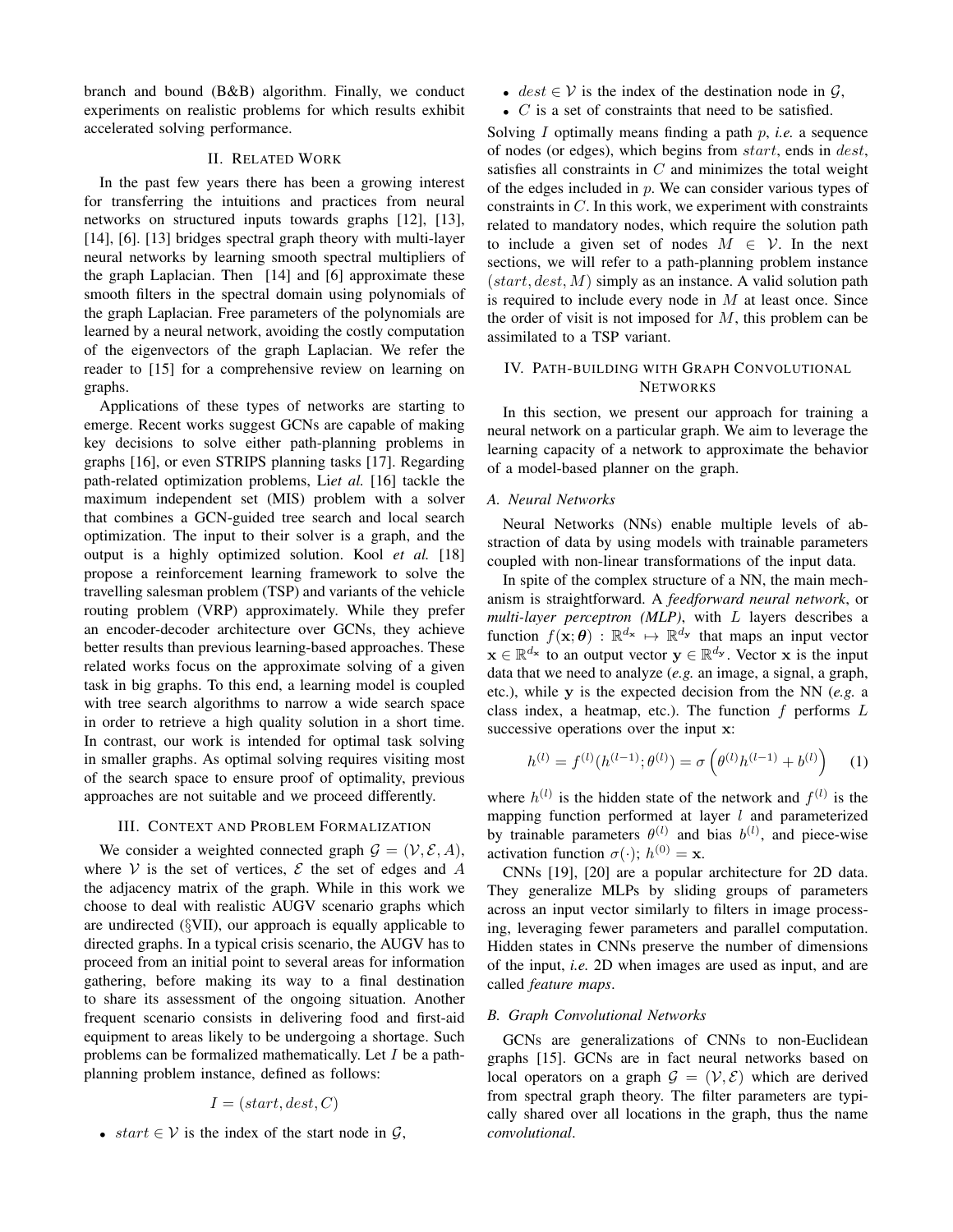branch and bound (B&B) algorithm. Finally, we conduct experiments on realistic problems for which results exhibit accelerated solving performance.

## II. Related Work

In the past few years there has been a growing interest for transferring the intuitions and practices from neural networks on structured inputs towards graphs [12], [13], [14], [6]. [13] bridges spectral graph theory with multi-layer neural networks by learning smooth spectral multipliers of the graph Laplacian. Then [14] and [6] approximate these smooth filters in the spectral domain using polynomials of the graph Laplacian. Free parameters of the polynomials are learned by a neural network, avoiding the costly computation of the eigenvectors of the graph Laplacian. We refer the reader to [15] for a comprehensive review on learning on graphs.

Applications of these types of networks are starting to emerge. Recent works suggest GCNs are capable of making key decisions to solve either path-planning problems in graphs [16], or even STRIPS planning tasks [17]. Regarding path-related optimization problems, Li*et al.* [16] tackle the maximum independent set (MIS) problem with a solver that combines a GCN-guided tree search and local search optimization. The input to their solver is a graph, and the output is a highly optimized solution. Kool *et al.* [18] propose a reinforcement learning framework to solve the travelling salesman problem (TSP) and variants of the vehicle routing problem (VRP) approximately. While they prefer an encoder-decoder architecture over GCNs, they achieve better results than previous learning-based approaches. These related works focus on the approximate solving of a given task in big graphs. To this end, a learning model is coupled with tree search algorithms to narrow a wide search space in order to retrieve a high quality solution in a short time. In contrast, our work is intended for optimal task solving in smaller graphs. As optimal solving requires visiting most of the search space to ensure proof of optimality, previous approaches are not suitable and we proceed differently.

## III. Context and Problem Formalization

We consider a weighted connected graph $\mathcal{G} = (\mathcal{V}, \mathcal{E}, A)$, where $\mathcal{V}$ is the set of vertices, $\mathcal{E}$ the set of edges and $A$ the adjacency matrix of the graph. While in this work we choose to deal with realistic AUGV scenario graphs which are undirected (§VII), our approach is equally applicable to directed graphs. In a typical crisis scenario, the AUGV has to proceed from an initial point to several areas for information gathering, before making its way to a final destination to share its assessment of the ongoing situation. Another frequent scenario consists in delivering food and first-aid equipment to areas likely to be undergoing a shortage. Such problems can be formalized mathematically. Let $I$ be a path-planning problem instance, defined as follows:

$$I = (start, dest, C)$$

- $start \in \mathcal{V}$ is the index of the start node in $\mathcal{G}$,
- $dest \in \mathcal{V}$ is the index of the destination node in $\mathcal{G}$,
- $C$ is a set of constraints that need to be satisfied.

Solving $I$ optimally means finding a path $p$, *i.e.* a sequence of nodes (or edges), which begins from $start$, ends in $dest$, satisfies all constraints in $C$ and minimizes the total weight of the edges included in $p$. We can consider various types of constraints in $C$. In this work, we experiment with constraints related to mandatory nodes, which require the solution path to include a given set of nodes $M \in \mathcal{V}$. In the next sections, we will refer to a path-planning problem instance $(start, dest, M)$ simply as an instance. A valid solution path is required to include every node in $M$ at least once. Since the order of visit is not imposed for $M$, this problem can be assimilated to a TSP variant.

## IV. Path-building with Graph Convolutional Networks

In this section, we present our approach for training a neural network on a particular graph. We aim to leverage the learning capacity of a network to approximate the behavior of a model-based planner on the graph.

### A. Neural Networks

Neural Networks (NNs) enable multiple levels of abstraction of data by using models with trainable parameters coupled with non-linear transformations of the input data.

In spite of the complex structure of a NN, the main mechanism is straightforward. A *feedforward neural network*, or *multi-layer perceptron (MLP)*, with $L$ layers describes a function $f(\mathbf{x}; \boldsymbol{\theta}) : \mathbb{R}^{d_\mathbf{x}} \mapsto \mathbb{R}^{d_\mathbf{y}}$ that maps an input vector $\mathbf{x} \in \mathbb{R}^{d_\mathbf{x}}$ to an output vector $\mathbf{y} \in \mathbb{R}^{d_\mathbf{y}}$. Vector $\mathbf{x}$ is the input data that we need to analyze (*e.g.* an image, a signal, a graph, etc.), while $\mathbf{y}$ is the expected decision from the NN (*e.g.* a class index, a heatmap, etc.). The function $f$ performs $L$ successive operations over the input $\mathbf{x}$:

$$h^{(l)} = f^{(l)}(h^{(l-1)}; \theta^{(l)}) = \sigma\left(\theta^{(l)} h^{(l-1)} + b^{(l)}\right) \quad (1)$$

where $h^{(l)}$ is the hidden state of the network and $f^{(l)}$ is the mapping function performed at layer $l$ and parameterized by trainable parameters $\theta^{(l)}$ and bias $b^{(l)}$, and piece-wise activation function $\sigma(\cdot)$; $h^{(0)} = \mathbf{x}$.

CNNs [19], [20] are a popular architecture for 2D data. They generalize MLPs by sliding groups of parameters across an input vector similarly to filters in image processing, leveraging fewer parameters and parallel computation. Hidden states in CNNs preserve the number of dimensions of the input, *i.e.* 2D when images are used as input, and are called *feature maps*.

### B. Graph Convolutional Networks

GCNs are generalizations of CNNs to non-Euclidean graphs [15]. GCNs are in fact neural networks based on local operators on a graph $\mathcal{G} = (\mathcal{V}, \mathcal{E})$ which are derived from spectral graph theory. The filter parameters are typically shared over all locations in the graph, thus the name *convolutional*.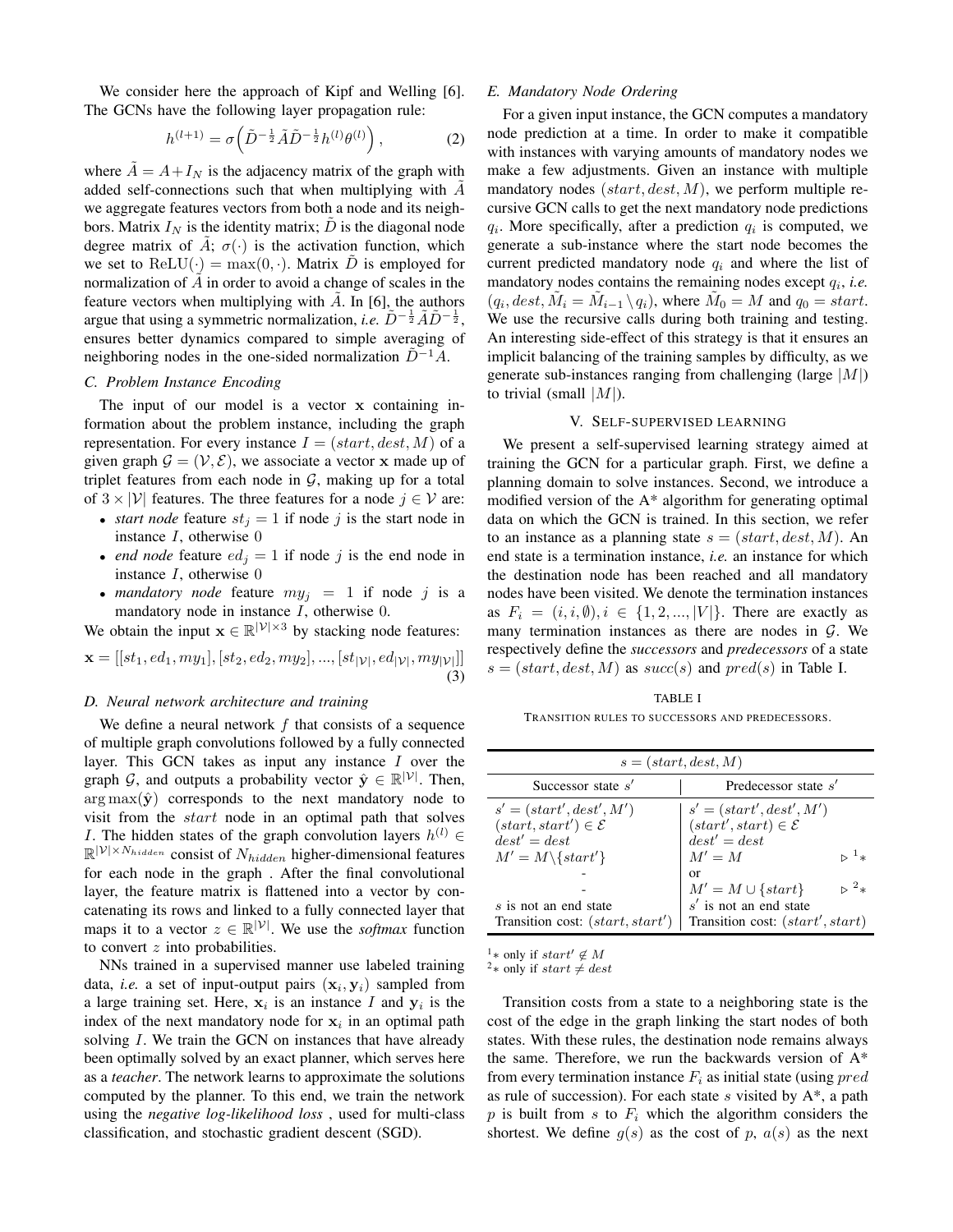We consider here the approach of Kipf and Welling [6]. The GCNs have the following layer propagation rule:

$$h^{(l+1)} = \sigma\Big(\tilde{D}^{-\frac{1}{2}}\tilde{A}\tilde{D}^{-\frac{1}{2}}h^{(l)}\theta^{(l)}\Big), \tag{2}$$

where $\tilde{A} = A + I_N$ is the adjacency matrix of the graph with added self-connections such that when multiplying with $\tilde{A}$ we aggregate features vectors from both a node and its neighbors. Matrix $I_N$ is the identity matrix; $\tilde{D}$ is the diagonal node degree matrix of $\tilde{A}$; $\sigma(\cdot)$ is the activation function, which we set to $\mathrm{ReLU}(\cdot) = \max(0, \cdot)$. Matrix $\tilde{D}$ is employed for normalization of $\tilde{A}$ in order to avoid a change of scales in the feature vectors when multiplying with $\tilde{A}$. In [6], the authors argue that using a symmetric normalization, *i.e.* $\tilde{D}^{-\frac{1}{2}}\tilde{A}\tilde{D}^{-\frac{1}{2}}$, ensures better dynamics compared to simple averaging of neighboring nodes in the one-sided normalization $\tilde{D}^{-1}A$.

### C. Problem Instance Encoding

The input of our model is a vector $\mathbf{x}$ containing information about the problem instance, including the graph representation. For every instance $I = (start, dest, M)$ of a given graph $\mathcal{G} = (\mathcal{V}, \mathcal{E})$, we associate a vector $\mathbf{x}$ made up of triplet features from each node in $\mathcal{G}$, making up for a total of $3 \times |\mathcal{V}|$ features. The three features for a node $j \in \mathcal{V}$ are:

- *start node* feature $st_j = 1$ if node $j$ is the start node in instance $I$, otherwise 0
- *end node* feature $ed_j = 1$ if node $j$ is the end node in instance $I$, otherwise 0
- *mandatory node* feature $my_j = 1$ if node $j$ is a mandatory node in instance $I$, otherwise 0.

We obtain the input $\mathbf{x} \in \mathbb{R}^{|\mathcal{V}| \times 3}$ by stacking node features:

$$\mathbf{x} = [[st_1, ed_1, my_1], [st_2, ed_2, my_2], ..., [st_{|\mathcal{V}|}, ed_{|\mathcal{V}|}, my_{|\mathcal{V}|}]] \tag{3}$$

### D. Neural network architecture and training

We define a neural network $f$ that consists of a sequence of multiple graph convolutions followed by a fully connected layer. This GCN takes as input any instance $I$ over the graph $\mathcal{G}$, and outputs a probability vector $\hat{\mathbf{y}} \in \mathbb{R}^{|\mathcal{V}|}$. Then, $\arg\max(\hat{\mathbf{y}})$ corresponds to the next mandatory node to visit from the $start$ node in an optimal path that solves $I$. The hidden states of the graph convolution layers $h^{(l)} \in \mathbb{R}^{|\mathcal{V}| \times N_{hidden}}$ consist of $N_{hidden}$ higher-dimensional features for each node in the graph . After the final convolutional layer, the feature matrix is flattened into a vector by concatenating its rows and linked to a fully connected layer that maps it to a vector $z \in \mathbb{R}^{|\mathcal{V}|}$. We use the *softmax* function to convert $z$ into probabilities.

NNs trained in a supervised manner use labeled training data, *i.e.* a set of input-output pairs $(\mathbf{x}_i, \mathbf{y}_i)$ sampled from a large training set. Here, $\mathbf{x}_i$ is an instance $I$ and $\mathbf{y}_i$ is the index of the next mandatory node for $\mathbf{x}_i$ in an optimal path solving $I$. We train the GCN on instances that have already been optimally solved by an exact planner, which serves here as a *teacher*. The network learns to approximate the solutions computed by the planner. To this end, we train the network using the *negative log-likelihood loss* , used for multi-class classification, and stochastic gradient descent (SGD).

### E. Mandatory Node Ordering

For a given input instance, the GCN computes a mandatory node prediction at a time. In order to make it compatible with instances with varying amounts of mandatory nodes we make a few adjustments. Given an instance with multiple mandatory nodes $(start, dest, M)$, we perform multiple recursive GCN calls to get the next mandatory node predictions $q_i$. More specifically, after a prediction $q_i$ is computed, we generate a sub-instance where the start node becomes the current predicted mandatory node $q_i$ and where the list of mandatory nodes contains the remaining nodes except $q_i$, *i.e.* $(q_i, dest, \tilde{M}_i = \tilde{M}_{i-1} \setminus q_i)$, where $\tilde{M}_0 = M$ and $q_0 = start$. We use the recursive calls during both training and testing. An interesting side-effect of this strategy is that it ensures an implicit balancing of the training samples by difficulty, as we generate sub-instances ranging from challenging (large $|M|$) to trivial (small $|M|$).

## V. Self-supervised learning

We present a self-supervised learning strategy aimed at training the GCN for a particular graph. First, we define a planning domain to solve instances. Second, we introduce a modified version of the A* algorithm for generating optimal data on which the GCN is trained. In this section, we refer to an instance as a planning state $s = (start, dest, M)$. An end state is a termination instance, *i.e.* an instance for which the destination node has been reached and all mandatory nodes have been visited. We denote the termination instances as $F_i = (i, i, \emptyset), i \in \{1, 2, ..., |V|\}$. There are exactly as many termination instances as there are nodes in $\mathcal{G}$. We respectively define the *successors* and *predecessors* of a state $s = (start, dest, M)$ as $succ(s)$ and $pred(s)$ in Table I.

TABLE I
Transition rules to successors and predecessors.

| $s = (start, dest, M)$ | |
|---|---|
| Successor state $s'$ | Predecessor state $s'$ |
| $s' = (start', dest', M')$ | $s' = (start', dest', M')$ |
| $(start, start') \in \mathcal{E}$ | $(start', start) \in \mathcal{E}$ |
| $dest' = dest$ | $dest' = dest$ |
| $M' = M \setminus \{start'\}$ | $M' = M$ $\triangleright$ [1]* |
| - | or |
| - | $M' = M \cup \{start\}$ $\triangleright$ [2]* |
| $s$ is not an end state | $s'$ is not an end state |
| Transition cost: $(start, start')$ | Transition cost: $(start', start)$ |

[1]* only if $start' \notin M$
[2]* only if $start \neq dest$

Transition costs from a state to a neighboring state is the cost of the edge in the graph linking the start nodes of both states. With these rules, the destination node remains always the same. Therefore, we run the backwards version of A* from every termination instance $F_i$ as initial state (using $pred$ as rule of succession). For each state $s$ visited by A*, a path $p$ is built from $s$ to $F_i$ which the algorithm considers the shortest. We define $g(s)$ as the cost of $p$, $a(s)$ as the next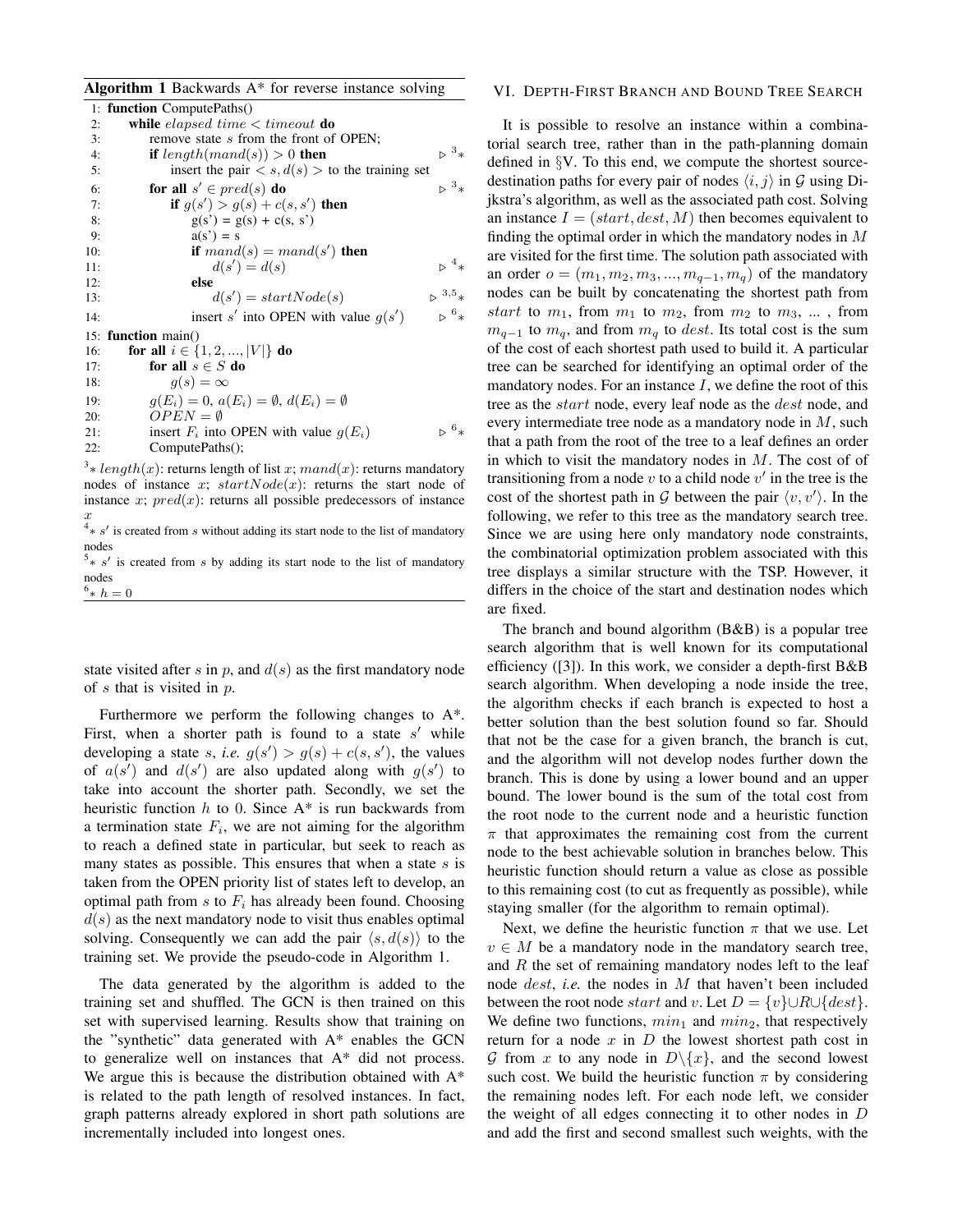**Algorithm 1** Backwards A* for reverse instance solving

```
1:  function ComputePaths()
2:      while elapsed time < timeout do
3:          remove state s from the front of OPEN;
4:          if length(mand(s)) > 0 then                          ▷ 3*
5:              insert the pair < s, d(s) > to the training set
6:          for all s' ∈ pred(s) do                              ▷ 3*
7:              if g(s') > g(s) + c(s, s') then
8:                  g(s') = g(s) + c(s, s')
9:                  a(s') = s
10:                 if mand(s) = mand(s') then
11:                     d(s') = d(s)                             ▷ 4*
12:                 else
13:                     d(s') = startNode(s)                     ▷ 3,5*
14:                 insert s' into OPEN with value g(s')         ▷ 6*
15: function main()
16:     for all i ∈ {1, 2, ..., |V|} do
17:         for all s ∈ S do
18:             g(s) = ∞
19:         g(E_i) = 0, a(E_i) = ∅, d(E_i) = ∅
20:         OPEN = ∅
21:         insert F_i into OPEN with value g(E_i)               ▷ 6*
22:         ComputePaths();
```

[3]* $length(x)$: returns length of list $x$; $mand(x)$: returns mandatory nodes of instance $x$; $startNode(x)$: returns the start node of instance $x$; $pred(x)$: returns all possible predecessors of instance $x$

[4]* $s'$ is created from $s$ without adding its start node to the list of mandatory nodes

[5]* $s'$ is created from $s$ by adding its start node to the list of mandatory nodes

[6]* $h = 0$

state visited after $s$ in $p$, and $d(s)$ as the first mandatory node of $s$ that is visited in $p$.

Furthermore we perform the following changes to A*. First, when a shorter path is found to a state $s'$ while developing a state $s$, *i.e.* $g(s') > g(s) + c(s, s')$, the values of $a(s')$ and $d(s')$ are also updated along with $g(s')$ to take into account the shorter path. Secondly, we set the heuristic function $h$ to 0. Since A* is run backwards from a termination state $F_i$, we are not aiming for the algorithm to reach a defined state in particular, but seek to reach as many states as possible. This ensures that when a state $s$ is taken from the OPEN priority list of states left to develop, an optimal path from $s$ to $F_i$ has already been found. Choosing $d(s)$ as the next mandatory node to visit thus enables optimal solving. Consequently we can add the pair $\langle s, d(s)\rangle$ to the training set. We provide the pseudo-code in Algorithm 1.

The data generated by the algorithm is added to the training set and shuffled. The GCN is then trained on this set with supervised learning. Results show that training on the "synthetic" data generated with A* enables the GCN to generalize well on instances that A* did not process. We argue this is because the distribution obtained with A* is related to the path length of resolved instances. In fact, graph patterns already explored in short path solutions are incrementally included into longest ones.

## VI. Depth-First Branch and Bound Tree Search

It is possible to resolve an instance within a combinatorial search tree, rather than in the path-planning domain defined in §V. To this end, we compute the shortest source-destination paths for every pair of nodes $\langle i, j\rangle$ in $\mathcal{G}$ using Dijkstra's algorithm, as well as the associated path cost. Solving an instance $I = (start, dest, M)$ then becomes equivalent to finding the optimal order in which the mandatory nodes in $M$ are visited for the first time. The solution path associated with an order $o = (m_1, m_2, m_3, ..., m_{q-1}, m_q)$ of the mandatory nodes can be built by concatenating the shortest path from $start$ to $m_1$, from $m_1$ to $m_2$, from $m_2$ to $m_3$, ... , from $m_{q-1}$ to $m_q$, and from $m_q$ to $dest$. Its total cost is the sum of the cost of each shortest path used to build it. A particular tree can be searched for identifying an optimal order of the mandatory nodes. For an instance $I$, we define the root of this tree as the $start$ node, every leaf node as the $dest$ node, and every intermediate tree node as a mandatory node in $M$, such that a path from the root of the tree to a leaf defines an order in which to visit the mandatory nodes in $M$. The cost of of transitioning from a node $v$ to a child node $v'$ in the tree is the cost of the shortest path in $\mathcal{G}$ between the pair $\langle v, v'\rangle$. In the following, we refer to this tree as the mandatory search tree. Since we are using here only mandatory node constraints, the combinatorial optimization problem associated with this tree displays a similar structure with the TSP. However, it differs in the choice of the start and destination nodes which are fixed.

The branch and bound algorithm (B&B) is a popular tree search algorithm that is well known for its computational efficiency ([3]). In this work, we consider a depth-first B&B search algorithm. When developing a node inside the tree, the algorithm checks if each branch is expected to host a better solution than the best solution found so far. Should that not be the case for a given branch, the branch is cut, and the algorithm will not develop nodes further down the branch. This is done by using a lower bound and an upper bound. The lower bound is the sum of the total cost from the root node to the current node and a heuristic function $\pi$ that approximates the remaining cost from the current node to the best achievable solution in branches below. This heuristic function should return a value as close as possible to this remaining cost (to cut as frequently as possible), while staying smaller (for the algorithm to remain optimal).

Next, we define the heuristic function $\pi$ that we use. Let $v \in M$ be a mandatory node in the mandatory search tree, and $R$ the set of remaining mandatory nodes left to the leaf node $dest$, *i.e.* the nodes in $M$ that haven't been included between the root node $start$ and $v$. Let $D = \{v\} \cup R \cup \{dest\}$. We define two functions, $min_1$ and $min_2$, that respectively return for a node $x$ in $D$ the lowest shortest path cost in $\mathcal{G}$ from $x$ to any node in $D\backslash\{x\}$, and the second lowest such cost. We build the heuristic function $\pi$ by considering the remaining nodes left. For each node left, we consider the weight of all edges connecting it to other nodes in $D$ and add the first and second smallest such weights, with the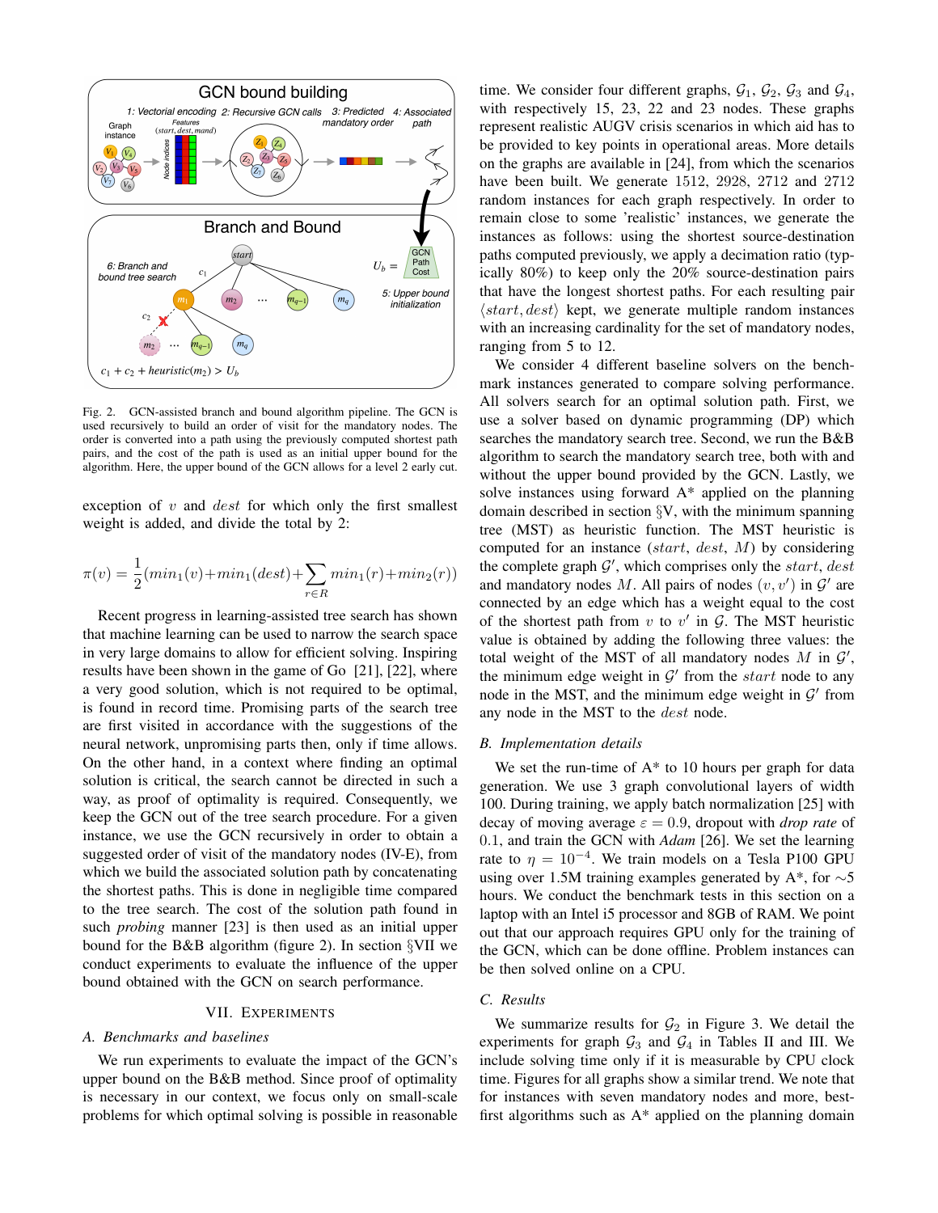Fig. 2. GCN-assisted branch and bound algorithm pipeline. The GCN is used recursively to build an order of visit for the mandatory nodes. The order is converted into a path using the previously computed shortest path pairs, and the cost of the path is used as an initial upper bound for the algorithm. Here, the upper bound of the GCN allows for a level 2 early cut.

exception of $v$ and $dest$ for which only the first smallest weight is added, and divide the total by 2:

$$\pi(v) = \frac{1}{2}(min_1(v) + min_1(dest) + \sum_{r \in R} min_1(r) + min_2(r))$$

Recent progress in learning-assisted tree search has shown that machine learning can be used to narrow the search space in very large domains to allow for efficient solving. Inspiring results have been shown in the game of Go [21], [22], where a very good solution, which is not required to be optimal, is found in record time. Promising parts of the search tree are first visited in accordance with the suggestions of the neural network, unpromising parts then, only if time allows. On the other hand, in a context where finding an optimal solution is critical, the search cannot be directed in such a way, as proof of optimality is required. Consequently, we keep the GCN out of the tree search procedure. For a given instance, we use the GCN recursively in order to obtain a suggested order of visit of the mandatory nodes (IV-E), from which we build the associated solution path by concatenating the shortest paths. This is done in negligible time compared to the tree search. The cost of the solution path found in such *probing* manner [23] is then used as an initial upper bound for the B&B algorithm (figure 2). In section §VII we conduct experiments to evaluate the influence of the upper bound obtained with the GCN on search performance.

## VII. Experiments

### A. Benchmarks and baselines

We run experiments to evaluate the impact of the GCN's upper bound on the B&B method. Since proof of optimality is necessary in our context, we focus only on small-scale problems for which optimal solving is possible in reasonable time. We consider four different graphs, $\mathcal{G}_1$, $\mathcal{G}_2$, $\mathcal{G}_3$ and $\mathcal{G}_4$, with respectively 15, 23, 22 and 23 nodes. These graphs represent realistic AUGV crisis scenarios in which aid has to be provided to key points in operational areas. More details on the graphs are available in [24], from which the scenarios have been built. We generate 1512, 2928, 2712 and 2712 random instances for each graph respectively. In order to remain close to some 'realistic' instances, we generate the instances as follows: using the shortest source-destination paths computed previously, we apply a decimation ratio (typically 80%) to keep only the 20% source-destination pairs that have the longest shortest paths. For each resulting pair $\langle start, dest \rangle$ kept, we generate multiple random instances with an increasing cardinality for the set of mandatory nodes, ranging from 5 to 12.

We consider 4 different baseline solvers on the benchmark instances generated to compare solving performance. All solvers search for an optimal solution path. First, we use a solver based on dynamic programming (DP) which searches the mandatory search tree. Second, we run the B&B algorithm to search the mandatory search tree, both with and without the upper bound provided by the GCN. Lastly, we solve instances using forward A* applied on the planning domain described in section §V, with the minimum spanning tree (MST) as heuristic function. The MST heuristic is computed for an instance ($start$, $dest$, $M$) by considering the complete graph $\mathcal{G}'$, which comprises only the $start$, $dest$ and mandatory nodes $M$. All pairs of nodes $(v, v')$ in $\mathcal{G}'$ are connected by an edge which has a weight equal to the cost of the shortest path from $v$ to $v'$ in $\mathcal{G}$. The MST heuristic value is obtained by adding the following three values: the total weight of the MST of all mandatory nodes $M$ in $\mathcal{G}'$, the minimum edge weight in $\mathcal{G}'$ from the $start$ node to any node in the MST, and the minimum edge weight in $\mathcal{G}'$ from any node in the MST to the $dest$ node.

### B. Implementation details

We set the run-time of A* to 10 hours per graph for data generation. We use 3 graph convolutional layers of width 100. During training, we apply batch normalization [25] with decay of moving average $\varepsilon = 0.9$, dropout with *drop rate* of 0.1, and train the GCN with *Adam* [26]. We set the learning rate to $\eta = 10^{-4}$. We train models on a Tesla P100 GPU using over 1.5M training examples generated by A*, for ~5 hours. We conduct the benchmark tests in this section on a laptop with an Intel i5 processor and 8GB of RAM. We point out that our approach requires GPU only for the training of the GCN, which can be done offline. Problem instances can be then solved online on a CPU.

### C. Results

We summarize results for $\mathcal{G}_2$ in Figure 3. We detail the experiments for graph $\mathcal{G}_3$ and $\mathcal{G}_4$ in Tables II and III. We include solving time only if it is measurable by CPU clock time. Figures for all graphs show a similar trend. We note that for instances with seven mandatory nodes and more, best-first algorithms such as A* applied on the planning domain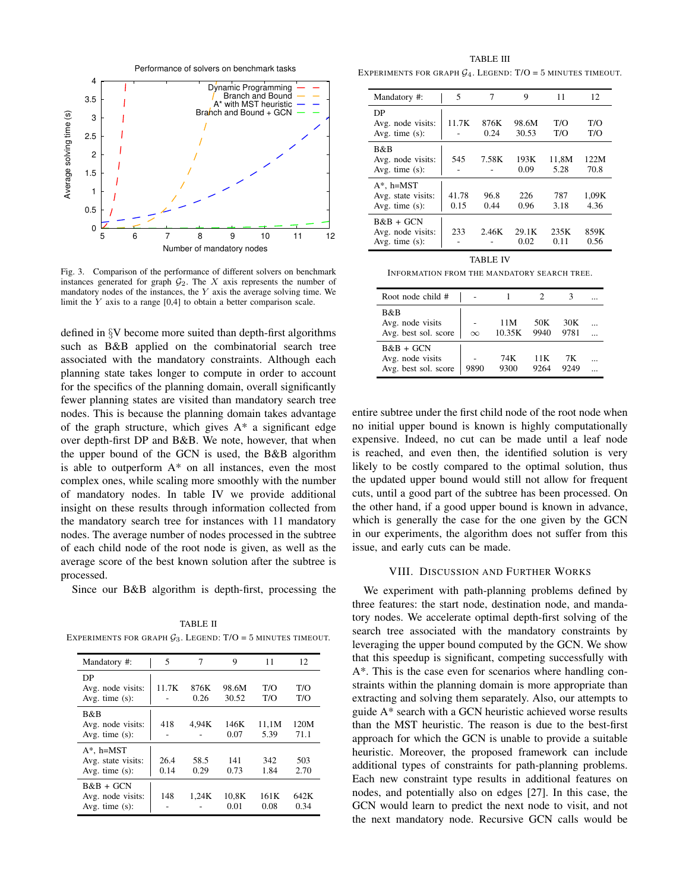Fig. 3. Comparison of the performance of different solvers on benchmark instances generated for graph $\mathcal{G}_2$. The $X$ axis represents the number of mandatory nodes of the instances, the $Y$ axis the average solving time. We limit the $Y$ axis to a range [0,4] to obtain a better comparison scale.

defined in §V become more suited than depth-first algorithms such as B&B applied on the combinatorial search tree associated with the mandatory constraints. Although each planning state takes longer to compute in order to account for the specifics of the planning domain, overall significantly fewer planning states are visited than mandatory search tree nodes. This is because the planning domain takes advantage of the graph structure, which gives A* a significant edge over depth-first DP and B&B. We note, however, that when the upper bound of the GCN is used, the B&B algorithm is able to outperform A* on all instances, even the most complex ones, while scaling more smoothly with the number of mandatory nodes. In table IV we provide additional insight on these results through information collected from the mandatory search tree for instances with 11 mandatory nodes. The average number of nodes processed in the subtree of each child node of the root node is given, as well as the average score of the best known solution after the subtree is processed.

Since our B&B algorithm is depth-first, processing the entire subtree under the first child node of the root node when no initial upper bound is known is highly computationally expensive. Indeed, no cut can be made until a leaf node is reached, and even then, the identified solution is very likely to be costly compared to the optimal solution, thus the updated upper bound would still not allow for frequent cuts, until a good part of the subtree has been processed. On the other hand, if a good upper bound is known in advance, which is generally the case for the one given by the GCN in our experiments, the algorithm does not suffer from this issue, and early cuts can be made.

TABLE II
EXPERIMENTS FOR GRAPH $\mathcal{G}_3$. LEGEND: T/O = 5 MINUTES TIMEOUT.

| Mandatory #: | 5 | 7 | 9 | 11 | 12 |
|---|---|---|---|---|---|
| DP | | | | | |
| Avg. node visits: | 11.7K | 876K | 98.6M | T/O | T/O |
| Avg. time (s): | - | 0.26 | 30.52 | T/O | T/O |
| B&B | | | | | |
| Avg. node visits: | 418 | 4,94K | 146K | 11,1M | 120M |
| Avg. time (s): | - | - | 0.07 | 5.39 | 71.1 |
| A*, h=MST | | | | | |
| Avg. state visits: | 26.4 | 58.5 | 141 | 342 | 503 |
| Avg. time (s): | 0.14 | 0.29 | 0.73 | 1.84 | 2.70 |
| B&B + GCN | | | | | |
| Avg. node visits: | 148 | 1,24K | 10,8K | 161K | 642K |
| Avg. time (s): | - | - | 0.01 | 0.08 | 0.34 |

TABLE III
EXPERIMENTS FOR GRAPH $\mathcal{G}_4$. LEGEND: T/O = 5 MINUTES TIMEOUT.

| Mandatory #: | 5 | 7 | 9 | 11 | 12 |
|---|---|---|---|---|---|
| DP | | | | | |
| Avg. node visits: | 11.7K | 876K | 98.6M | T/O | T/O |
| Avg. time (s): | - | 0.24 | 30.53 | T/O | T/O |
| B&B | | | | | |
| Avg. node visits: | 545 | 7.58K | 193K | 11,8M | 122M |
| Avg. time (s): | - | - | 0.09 | 5.28 | 70.8 |
| A*, h=MST | | | | | |
| Avg. state visits: | 41.78 | 96.8 | 226 | 787 | 1,09K |
| Avg. time (s): | 0.15 | 0.44 | 0.96 | 3.18 | 4.36 |
| B&B + GCN | | | | | |
| Avg. node visits: | 233 | 2.46K | 29.1K | 235K | 859K |
| Avg. time (s): | - | - | 0.02 | 0.11 | 0.56 |

TABLE IV
INFORMATION FROM THE MANDATORY SEARCH TREE.

| Root node child # | - | 1 | 2 | 3 | ... |
|---|---|---|---|---|---|
| B&B | | | | | |
| Avg. node visits | - | 11M | 50K | 30K | ... |
| Avg. best sol. score | $\infty$ | 10.35K | 9940 | 9781 | ... |
| B&B + GCN | | | | | |
| Avg. node visits | - | 74K | 11K | 7K | ... |
| Avg. best sol. score | 9890 | 9300 | 9264 | 9249 | ... |

## VIII. Discussion and Further Works

We experiment with path-planning problems defined by three features: the start node, destination node, and mandatory nodes. We accelerate optimal depth-first solving of the search tree associated with the mandatory constraints by leveraging the upper bound computed by the GCN. We show that this speedup is significant, competing successfully with A*. This is the case even for scenarios where handling constraints within the planning domain is more appropriate than extracting and solving them separately. Also, our attempts to guide A* search with a GCN heuristic achieved worse results than the MST heuristic. The reason is due to the best-first approach for which the GCN is unable to provide a suitable heuristic. Moreover, the proposed framework can include additional types of constraints for path-planning problems. Each new constraint type results in additional features on nodes, and potentially also on edges [27]. In this case, the GCN would learn to predict the next node to visit, and not the next mandatory node. Recursive GCN calls would be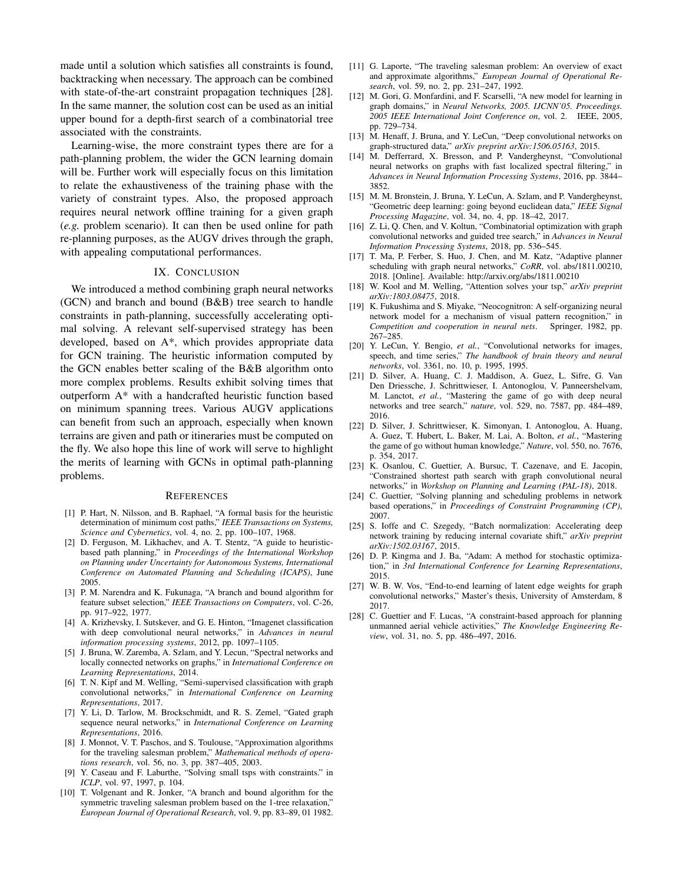made until a solution which satisfies all constraints is found, backtracking when necessary. The approach can be combined with state-of-the-art constraint propagation techniques [28]. In the same manner, the solution cost can be used as an initial upper bound for a depth-first search of a combinatorial tree associated with the constraints.

Learning-wise, the more constraint types there are for a path-planning problem, the wider the GCN learning domain will be. Further work will especially focus on this limitation to relate the exhaustiveness of the training phase with the variety of constraint types. Also, the proposed approach requires neural network offline training for a given graph (*e.g.* problem scenario). It can then be used online for path re-planning purposes, as the AUGV drives through the graph, with appealing computational performances.

## IX. Conclusion

We introduced a method combining graph neural networks (GCN) and branch and bound (B&B) tree search to handle constraints in path-planning, successfully accelerating optimal solving. A relevant self-supervised strategy has been developed, based on A*, which provides appropriate data for GCN training. The heuristic information computed by the GCN enables better scaling of the B&B algorithm onto more complex problems. Results exhibit solving times that outperform A* with a handcrafted heuristic function based on minimum spanning trees. Various AUGV applications can benefit from such an approach, especially when known terrains are given and path or itineraries must be computed on the fly. We also hope this line of work will serve to highlight the merits of learning with GCNs in optimal path-planning problems.

## References

[1] P. Hart, N. Nilsson, and B. Raphael, "A formal basis for the heuristic determination of minimum cost paths," *IEEE Transactions on Systems, Science and Cybernetics*, vol. 4, no. 2, pp. 100–107, 1968.

[2] D. Ferguson, M. Likhachev, and A. T. Stentz, "A guide to heuristic-based path planning," in *Proceedings of the International Workshop on Planning under Uncertainty for Autonomous Systems, International Conference on Automated Planning and Scheduling (ICAPS)*, June 2005.

[3] P. M. Narendra and K. Fukunaga, "A branch and bound algorithm for feature subset selection," *IEEE Transactions on Computers*, vol. C-26, pp. 917–922, 1977.

[4] A. Krizhevsky, I. Sutskever, and G. E. Hinton, "Imagenet classification with deep convolutional neural networks," in *Advances in neural information processing systems*, 2012, pp. 1097–1105.

[5] J. Bruna, W. Zaremba, A. Szlam, and Y. Lecun, "Spectral networks and locally connected networks on graphs," in *International Conference on Learning Representations*, 2014.

[6] T. N. Kipf and M. Welling, "Semi-supervised classification with graph convolutional networks," in *International Conference on Learning Representations*, 2017.

[7] Y. Li, D. Tarlow, M. Brockschmidt, and R. S. Zemel, "Gated graph sequence neural networks," in *International Conference on Learning Representations*, 2016.

[8] J. Monnot, V. T. Paschos, and S. Toulouse, "Approximation algorithms for the traveling salesman problem," *Mathematical methods of operations research*, vol. 56, no. 3, pp. 387–405, 2003.

[9] Y. Caseau and F. Laburthe, "Solving small tsps with constraints." in *ICLP*, vol. 97, 1997, p. 104.

[10] T. Volgenant and R. Jonker, "A branch and bound algorithm for the symmetric traveling salesman problem based on the 1-tree relaxation," *European Journal of Operational Research*, vol. 9, pp. 83–89, 01 1982.

[11] G. Laporte, "The traveling salesman problem: An overview of exact and approximate algorithms," *European Journal of Operational Research*, vol. 59, no. 2, pp. 231–247, 1992.

[12] M. Gori, G. Monfardini, and F. Scarselli, "A new model for learning in graph domains," in *Neural Networks, 2005. IJCNN'05. Proceedings. 2005 IEEE International Joint Conference on*, vol. 2. IEEE, 2005, pp. 729–734.

[13] M. Henaff, J. Bruna, and Y. LeCun, "Deep convolutional networks on graph-structured data," *arXiv preprint arXiv:1506.05163*, 2015.

[14] M. Defferrard, X. Bresson, and P. Vandergheynst, "Convolutional neural networks on graphs with fast localized spectral filtering," in *Advances in Neural Information Processing Systems*, 2016, pp. 3844–3852.

[15] M. M. Bronstein, J. Bruna, Y. LeCun, A. Szlam, and P. Vandergheynst, "Geometric deep learning: going beyond euclidean data," *IEEE Signal Processing Magazine*, vol. 34, no. 4, pp. 18–42, 2017.

[16] Z. Li, Q. Chen, and V. Koltun, "Combinatorial optimization with graph convolutional networks and guided tree search," in *Advances in Neural Information Processing Systems*, 2018, pp. 536–545.

[17] T. Ma, P. Ferber, S. Huo, J. Chen, and M. Katz, "Adaptive planner scheduling with graph neural networks," *CoRR*, vol. abs/1811.00210, 2018. [Online]. Available: http://arxiv.org/abs/1811.00210

[18] W. Kool and M. Welling, "Attention solves your tsp," *arXiv preprint arXiv:1803.08475*, 2018.

[19] K. Fukushima and S. Miyake, "Neocognitron: A self-organizing neural network model for a mechanism of visual pattern recognition," in *Competition and cooperation in neural nets*. Springer, 1982, pp. 267–285.

[20] Y. LeCun, Y. Bengio, *et al.*, "Convolutional networks for images, speech, and time series," *The handbook of brain theory and neural networks*, vol. 3361, no. 10, p. 1995, 1995.

[21] D. Silver, A. Huang, C. J. Maddison, A. Guez, L. Sifre, G. Van Den Driessche, J. Schrittwieser, I. Antonoglou, V. Panneershelvam, M. Lanctot, *et al.*, "Mastering the game of go with deep neural networks and tree search," *nature*, vol. 529, no. 7587, pp. 484–489, 2016.

[22] D. Silver, J. Schrittwieser, K. Simonyan, I. Antonoglou, A. Huang, A. Guez, T. Hubert, L. Baker, M. Lai, A. Bolton, *et al.*, "Mastering the game of go without human knowledge," *Nature*, vol. 550, no. 7676, p. 354, 2017.

[23] K. Osanlou, C. Guettier, A. Bursuc, T. Cazenave, and E. Jacopin, "Constrained shortest path search with graph convolutional neural networks," in *Workshop on Planning and Learning (PAL-18)*, 2018.

[24] C. Guettier, "Solving planning and scheduling problems in network based operations," in *Proceedings of Constraint Programming (CP)*, 2007.

[25] S. Ioffe and C. Szegedy, "Batch normalization: Accelerating deep network training by reducing internal covariate shift," *arXiv preprint arXiv:1502.03167*, 2015.

[26] D. P. Kingma and J. Ba, "Adam: A method for stochastic optimization," in *3rd International Conference for Learning Representations*, 2015.

[27] W. B. W. Vos, "End-to-end learning of latent edge weights for graph convolutional networks," Master's thesis, University of Amsterdam, 8 2017.

[28] C. Guettier and F. Lucas, "A constraint-based approach for planning unmanned aerial vehicle activities," *The Knowledge Engineering Review*, vol. 31, no. 5, pp. 486–497, 2016.